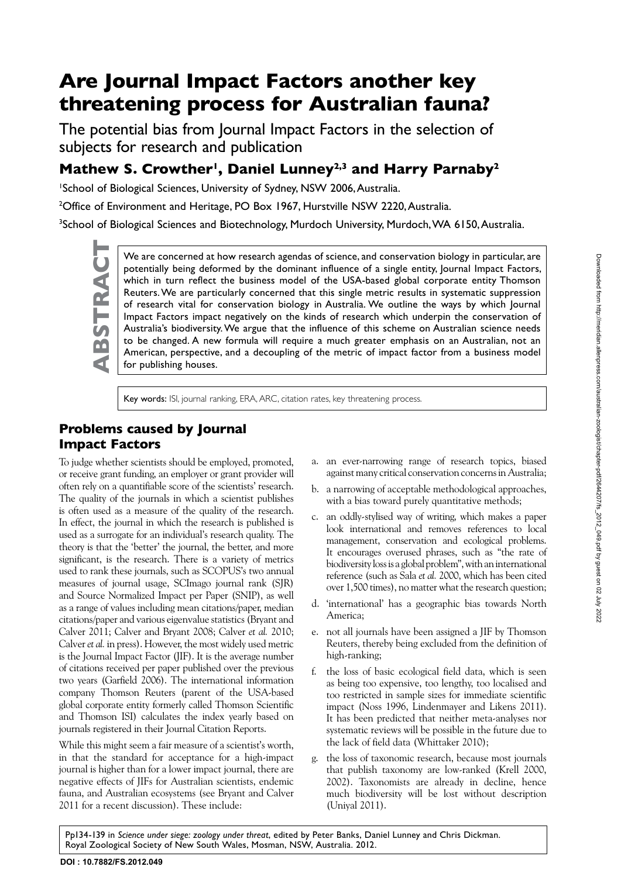# Are Journal Impact Factors another key threatening process for Australian fauna?

The potential bias from Journal Impact Factors in the selection of subjects for research and publication

## Mathew S. Crowther[1], Daniel Lunney[2,3] and Harry Parnaby[2]

[1]School of Biological Sciences, University of Sydney, NSW 2006, Australia.

[2]Office of Environment and Heritage, PO Box 1967, Hurstville NSW 2220, Australia.

[3]School of Biological Sciences and Biotechnology, Murdoch University, Murdoch, WA 6150, Australia.

**ABSTRACT**

We are concerned at how research agendas of science, and conservation biology in particular, are potentially being deformed by the dominant influence of a single entity, Journal Impact Factors, which in turn reflect the business model of the USA-based global corporate entity Thomson Reuters. We are particularly concerned that this single metric results in systematic suppression of research vital for conservation biology in Australia. We outline the ways by which Journal Impact Factors impact negatively on the kinds of research which underpin the conservation of Australia's biodiversity. We argue that the influence of this scheme on Australian science needs to be changed. A new formula will require a much greater emphasis on an Australian, not an American, perspective, and a decoupling of the metric of impact factor from a business model for publishing houses.

Key words: ISI, journal ranking, ERA, ARC, citation rates, key threatening process.

## Problems caused by Journal Impact Factors

To judge whether scientists should be employed, promoted, or receive grant funding, an employer or grant provider will often rely on a quantifiable score of the scientists' research. The quality of the journals in which a scientist publishes is often used as a measure of the quality of the research. In effect, the journal in which the research is published is used as a surrogate for an individual's research quality. The theory is that the 'better' the journal, the better, and more significant, is the research. There is a variety of metrics used to rank these journals, such as SCOPUS's two annual measures of journal usage, SCImago journal rank (SJR) and Source Normalized Impact per Paper (SNIP), as well as a range of values including mean citations/paper, median citations/paper and various eigenvalue statistics (Bryant and Calver 2011; Calver and Bryant 2008; Calver *et al.* 2010; Calver *et al.* in press). However, the most widely used metric is the Journal Impact Factor (JIF). It is the average number of citations received per paper published over the previous two years (Garfield 2006). The international information company Thomson Reuters (parent of the USA-based global corporate entity formerly called Thomson Scientific and Thomson ISI) calculates the index yearly based on journals registered in their Journal Citation Reports.

While this might seem a fair measure of a scientist's worth, in that the standard for acceptance for a high-impact journal is higher than for a lower impact journal, there are negative effects of JIFs for Australian scientists, endemic fauna, and Australian ecosystems (see Bryant and Calver 2011 for a recent discussion). These include:

a. an ever-narrowing range of research topics, biased against many critical conservation concerns in Australia;
b. a narrowing of acceptable methodological approaches, with a bias toward purely quantitative methods;
c. an oddly-stylised way of writing, which makes a paper look international and removes references to local management, conservation and ecological problems. It encourages overused phrases, such as "the rate of biodiversity loss is a global problem", with an international reference (such as Sala *et al.* 2000, which has been cited over 1,500 times), no matter what the research question;
d. 'international' has a geographic bias towards North America;
e. not all journals have been assigned a JIF by Thomson Reuters, thereby being excluded from the definition of high-ranking;
f. the loss of basic ecological field data, which is seen as being too expensive, too lengthy, too localised and too restricted in sample sizes for immediate scientific impact (Noss 1996, Lindenmayer and Likens 2011). It has been predicted that neither meta-analyses nor systematic reviews will be possible in the future due to the lack of field data (Whittaker 2010);
g. the loss of taxonomic research, because most journals that publish taxonomy are low-ranked (Krell 2000, 2002). Taxonomists are already in decline, hence much biodiversity will be lost without description (Uniyal 2011).

Pp134-139 in *Science under siege: zoology under threat*, edited by Peter Banks, Daniel Lunney and Chris Dickman. Royal Zoological Society of New South Wales, Mosman, NSW, Australia. 2012.

DOI : 10.7882/FS.2012.049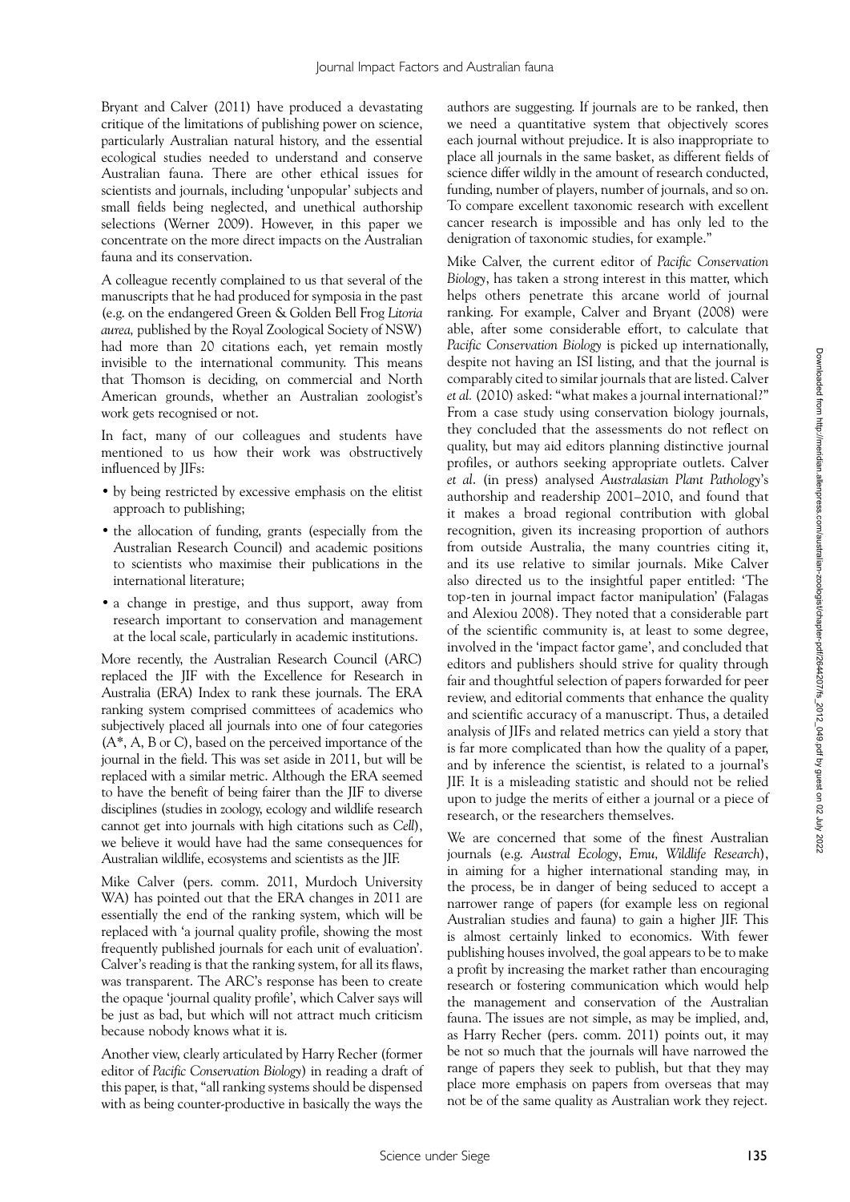Bryant and Calver (2011) have produced a devastating critique of the limitations of publishing power on science, particularly Australian natural history, and the essential ecological studies needed to understand and conserve Australian fauna. There are other ethical issues for scientists and journals, including 'unpopular' subjects and small fields being neglected, and unethical authorship selections (Werner 2009). However, in this paper we concentrate on the more direct impacts on the Australian fauna and its conservation.

A colleague recently complained to us that several of the manuscripts that he had produced for symposia in the past (e.g. on the endangered Green & Golden Bell Frog *Litoria aurea,* published by the Royal Zoological Society of NSW) had more than 20 citations each, yet remain mostly invisible to the international community. This means that Thomson is deciding, on commercial and North American grounds, whether an Australian zoologist's work gets recognised or not.

In fact, many of our colleagues and students have mentioned to us how their work was obstructively influenced by JIFs:

- by being restricted by excessive emphasis on the elitist approach to publishing;
- the allocation of funding, grants (especially from the Australian Research Council) and academic positions to scientists who maximise their publications in the international literature;
- a change in prestige, and thus support, away from research important to conservation and management at the local scale, particularly in academic institutions.

More recently, the Australian Research Council (ARC) replaced the JIF with the Excellence for Research in Australia (ERA) Index to rank these journals. The ERA ranking system comprised committees of academics who subjectively placed all journals into one of four categories (A*, A, B or C), based on the perceived importance of the journal in the field. This was set aside in 2011, but will be replaced with a similar metric. Although the ERA seemed to have the benefit of being fairer than the JIF to diverse disciplines (studies in zoology, ecology and wildlife research cannot get into journals with high citations such as *Cell*), we believe it would have had the same consequences for Australian wildlife, ecosystems and scientists as the JIF.

Mike Calver (pers. comm. 2011, Murdoch University WA) has pointed out that the ERA changes in 2011 are essentially the end of the ranking system, which will be replaced with 'a journal quality profile, showing the most frequently published journals for each unit of evaluation'. Calver's reading is that the ranking system, for all its flaws, was transparent. The ARC's response has been to create the opaque 'journal quality profile', which Calver says will be just as bad, but which will not attract much criticism because nobody knows what it is.

Another view, clearly articulated by Harry Recher (former editor of *Pacific Conservation Biology*) in reading a draft of this paper, is that, "all ranking systems should be dispensed with as being counter-productive in basically the ways the authors are suggesting. If journals are to be ranked, then we need a quantitative system that objectively scores each journal without prejudice. It is also inappropriate to place all journals in the same basket, as different fields of science differ wildly in the amount of research conducted, funding, number of players, number of journals, and so on. To compare excellent taxonomic research with excellent cancer research is impossible and has only led to the denigration of taxonomic studies, for example."

Mike Calver, the current editor of *Pacific Conservation Biology*, has taken a strong interest in this matter, which helps others penetrate this arcane world of journal ranking. For example, Calver and Bryant (2008) were able, after some considerable effort, to calculate that *Pacific Conservation Biology* is picked up internationally, despite not having an ISI listing, and that the journal is comparably cited to similar journals that are listed. Calver *et al.* (2010) asked: "what makes a journal international?" From a case study using conservation biology journals, they concluded that the assessments do not reflect on quality, but may aid editors planning distinctive journal profiles, or authors seeking appropriate outlets. Calver *et al.* (in press) analysed *Australasian Plant Pathology*'s authorship and readership 2001–2010, and found that it makes a broad regional contribution with global recognition, given its increasing proportion of authors from outside Australia, the many countries citing it, and its use relative to similar journals. Mike Calver also directed us to the insightful paper entitled: 'The top-ten in journal impact factor manipulation' (Falagas and Alexiou 2008). They noted that a considerable part of the scientific community is, at least to some degree, involved in the 'impact factor game', and concluded that editors and publishers should strive for quality through fair and thoughtful selection of papers forwarded for peer review, and editorial comments that enhance the quality and scientific accuracy of a manuscript. Thus, a detailed analysis of JIFs and related metrics can yield a story that is far more complicated than how the quality of a paper, and by inference the scientist, is related to a journal's JIF. It is a misleading statistic and should not be relied upon to judge the merits of either a journal or a piece of research, or the researchers themselves.

We are concerned that some of the finest Australian journals (e.g. *Austral Ecology*, *Emu, Wildlife Research*), in aiming for a higher international standing may, in the process, be in danger of being seduced to accept a narrower range of papers (for example less on regional Australian studies and fauna) to gain a higher JIF. This is almost certainly linked to economics. With fewer publishing houses involved, the goal appears to be to make a profit by increasing the market rather than encouraging research or fostering communication which would help the management and conservation of the Australian fauna. The issues are not simple, as may be implied, and, as Harry Recher (pers. comm. 2011) points out, it may be not so much that the journals will have narrowed the range of papers they seek to publish, but that they may place more emphasis on papers from overseas that may not be of the same quality as Australian work they reject.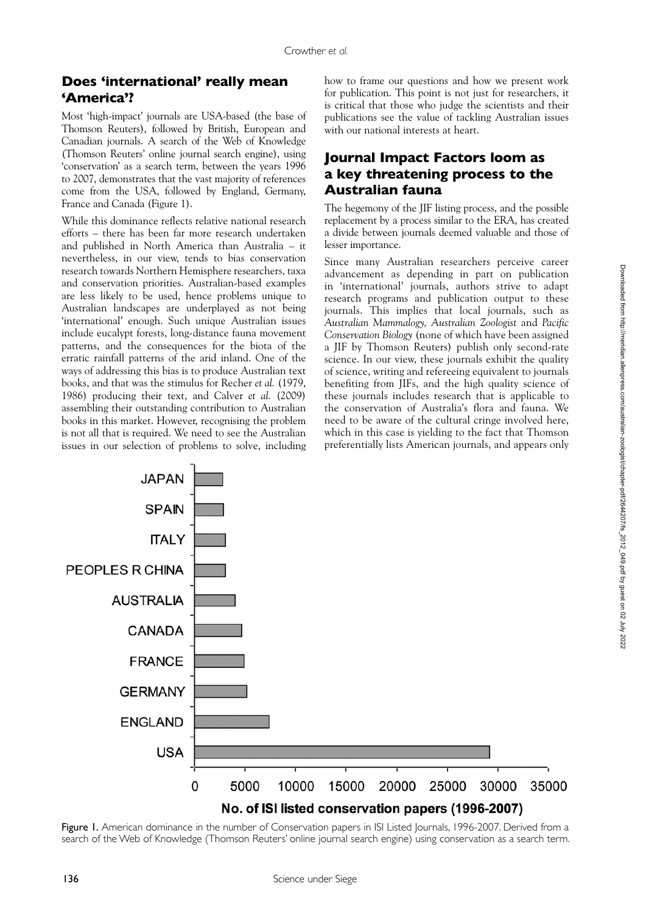## Does 'international' really mean 'America'?

Most 'high-impact' journals are USA-based (the base of Thomson Reuters), followed by British, European and Canadian journals. A search of the Web of Knowledge (Thomson Reuters' online journal search engine), using 'conservation' as a search term, between the years 1996 to 2007, demonstrates that the vast majority of references come from the USA, followed by England, Germany, France and Canada (Figure 1).

While this dominance reflects relative national research efforts – there has been far more research undertaken and published in North America than Australia – it nevertheless, in our view, tends to bias conservation research towards Northern Hemisphere researchers, taxa and conservation priorities. Australian-based examples are less likely to be used, hence problems unique to Australian landscapes are underplayed as not being 'international' enough. Such unique Australian issues include eucalypt forests, long-distance fauna movement patterns, and the consequences for the biota of the erratic rainfall patterns of the arid inland. One of the ways of addressing this bias is to produce Australian text books, and that was the stimulus for Recher *et al.* (1979, 1986) producing their text, and Calver *et al.* (2009) assembling their outstanding contribution to Australian books in this market. However, recognising the problem is not all that is required. We need to see the Australian issues in our selection of problems to solve, including how to frame our questions and how we present work for publication. This point is not just for researchers, it is critical that those who judge the scientists and their publications see the value of tackling Australian issues with our national interests at heart.

## Journal Impact Factors loom as a key threatening process to the Australian fauna

The hegemony of the JIF listing process, and the possible replacement by a process similar to the ERA, has created a divide between journals deemed valuable and those of lesser importance.

Since many Australian researchers perceive career advancement as depending in part on publication in 'international' journals, authors strive to adapt research programs and publication output to these journals. This implies that local journals, such as *Australian Mammalogy, Australian Zoologist* and *Pacific Conservation Biology* (none of which have been assigned a JIF by Thomson Reuters) publish only second-rate science. In our view, these journals exhibit the quality of science, writing and refereeing equivalent to journals benefiting from JIFs, and the high quality science of these journals includes research that is applicable to the conservation of Australia's flora and fauna. We need to be aware of the cultural cringe involved here, which in this case is yielding to the fact that Thomson preferentially lists American journals, and appears only

Figure 1. American dominance in the number of Conservation papers in ISI Listed Journals, 1996-2007. Derived from a search of the Web of Knowledge (Thomson Reuters' online journal search engine) using conservation as a search term.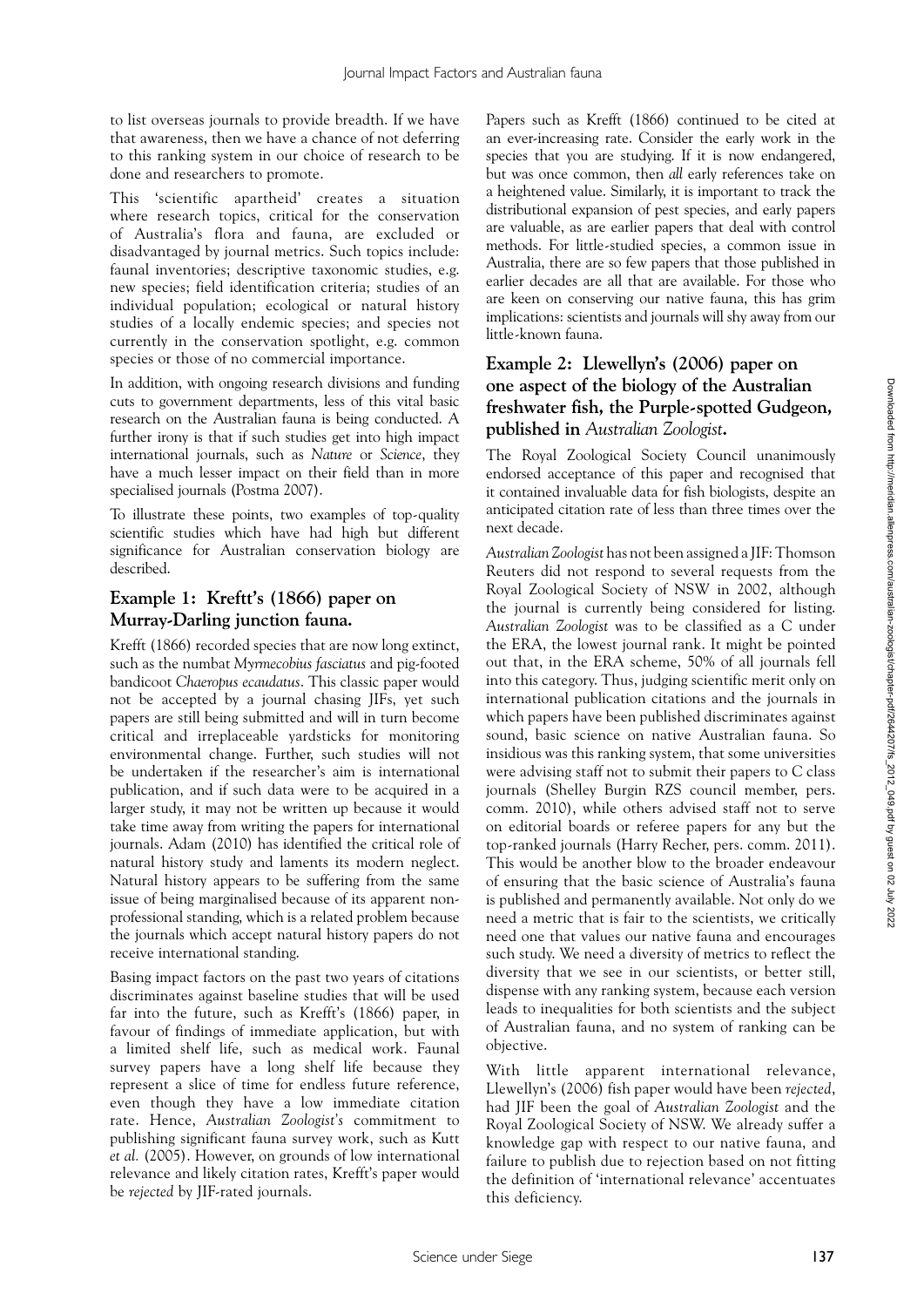to list overseas journals to provide breadth. If we have that awareness, then we have a chance of not deferring to this ranking system in our choice of research to be done and researchers to promote.

This 'scientific apartheid' creates a situation where research topics, critical for the conservation of Australia's flora and fauna, are excluded or disadvantaged by journal metrics. Such topics include: faunal inventories; descriptive taxonomic studies, e.g. new species; field identification criteria; studies of an individual population; ecological or natural history studies of a locally endemic species; and species not currently in the conservation spotlight, e.g. common species or those of no commercial importance.

In addition, with ongoing research divisions and funding cuts to government departments, less of this vital basic research on the Australian fauna is being conducted. A further irony is that if such studies get into high impact international journals, such as *Nature* or *Science*, they have a much lesser impact on their field than in more specialised journals (Postma 2007).

To illustrate these points, two examples of top-quality scientific studies which have had high but different significance for Australian conservation biology are described.

## Example 1: Krefft's (1866) paper on Murray-Darling junction fauna.

Krefft (1866) recorded species that are now long extinct, such as the numbat *Myrmecobius fasciatus* and pig-footed bandicoot *Chaeropus ecaudatus*. This classic paper would not be accepted by a journal chasing JIFs, yet such papers are still being submitted and will in turn become critical and irreplaceable yardsticks for monitoring environmental change. Further, such studies will not be undertaken if the researcher's aim is international publication, and if such data were to be acquired in a larger study, it may not be written up because it would take time away from writing the papers for international journals. Adam (2010) has identified the critical role of natural history study and laments its modern neglect. Natural history appears to be suffering from the same issue of being marginalised because of its apparent non-professional standing, which is a related problem because the journals which accept natural history papers do not receive international standing.

Basing impact factors on the past two years of citations discriminates against baseline studies that will be used far into the future, such as Krefft's (1866) paper, in favour of findings of immediate application, but with a limited shelf life, such as medical work. Faunal survey papers have a long shelf life because they represent a slice of time for endless future reference, even though they have a low immediate citation rate. Hence, *Australian Zoologist's* commitment to publishing significant fauna survey work, such as Kutt *et al.* (2005). However, on grounds of low international relevance and likely citation rates, Krefft's paper would be *rejected* by JIF-rated journals.

Papers such as Krefft (1866) continued to be cited at an ever-increasing rate. Consider the early work in the species that you are studying. If it is now endangered, but was once common, then *all* early references take on a heightened value. Similarly, it is important to track the distributional expansion of pest species, and early papers are valuable, as are earlier papers that deal with control methods. For little-studied species, a common issue in Australia, there are so few papers that those published in earlier decades are all that are available. For those who are keen on conserving our native fauna, this has grim implications: scientists and journals will shy away from our little-known fauna.

## Example 2: Llewellyn's (2006) paper on one aspect of the biology of the Australian freshwater fish, the Purple-spotted Gudgeon, published in *Australian Zoologist*.

The Royal Zoological Society Council unanimously endorsed acceptance of this paper and recognised that it contained invaluable data for fish biologists, despite an anticipated citation rate of less than three times over the next decade.

*Australian Zoologist* has not been assigned a JIF: Thomson Reuters did not respond to several requests from the Royal Zoological Society of NSW in 2002, although the journal is currently being considered for listing. *Australian Zoologist* was to be classified as a C under the ERA, the lowest journal rank. It might be pointed out that, in the ERA scheme, 50% of all journals fell into this category. Thus, judging scientific merit only on international publication citations and the journals in which papers have been published discriminates against sound, basic science on native Australian fauna. So insidious was this ranking system, that some universities were advising staff not to submit their papers to C class journals (Shelley Burgin RZS council member, pers. comm. 2010), while others advised staff not to serve on editorial boards or referee papers for any but the top-ranked journals (Harry Recher, pers. comm. 2011). This would be another blow to the broader endeavour of ensuring that the basic science of Australia's fauna is published and permanently available. Not only do we need a metric that is fair to the scientists, we critically need one that values our native fauna and encourages such study. We need a diversity of metrics to reflect the diversity that we see in our scientists, or better still, dispense with any ranking system, because each version leads to inequalities for both scientists and the subject of Australian fauna, and no system of ranking can be objective.

With little apparent international relevance, Llewellyn's (2006) fish paper would have been *rejected*, had JIF been the goal of *Australian Zoologist* and the Royal Zoological Society of NSW. We already suffer a knowledge gap with respect to our native fauna, and failure to publish due to rejection based on not fitting the definition of 'international relevance' accentuates this deficiency.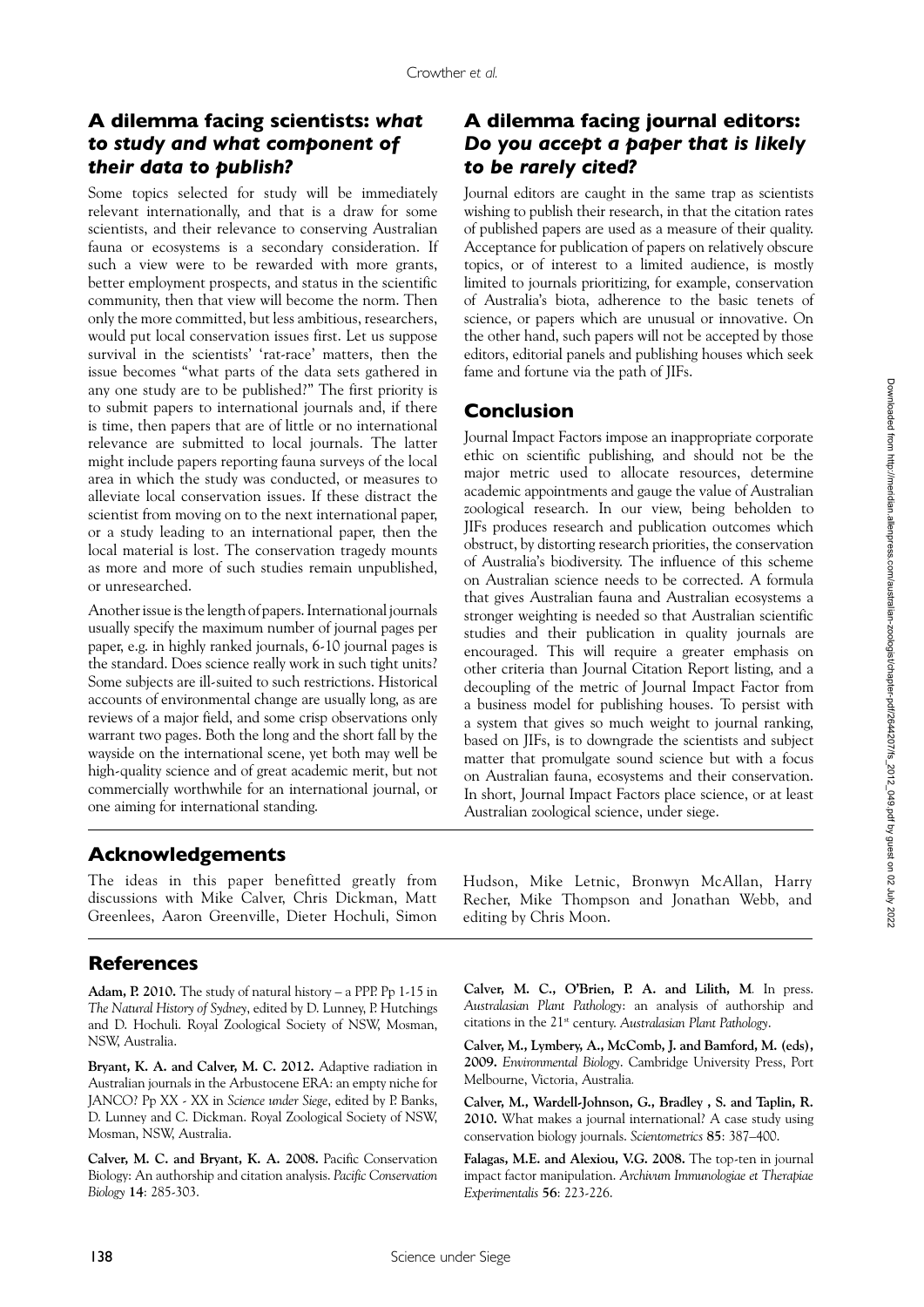## A dilemma facing scientists: *what to study and what component of their data to publish?*

Some topics selected for study will be immediately relevant internationally, and that is a draw for some scientists, and their relevance to conserving Australian fauna or ecosystems is a secondary consideration. If such a view were to be rewarded with more grants, better employment prospects, and status in the scientific community, then that view will become the norm. Then only the more committed, but less ambitious, researchers, would put local conservation issues first. Let us suppose survival in the scientists' 'rat-race' matters, then the issue becomes "what parts of the data sets gathered in any one study are to be published?" The first priority is to submit papers to international journals and, if there is time, then papers that are of little or no international relevance are submitted to local journals. The latter might include papers reporting fauna surveys of the local area in which the study was conducted, or measures to alleviate local conservation issues. If these distract the scientist from moving on to the next international paper, or a study leading to an international paper, then the local material is lost. The conservation tragedy mounts as more and more of such studies remain unpublished, or unresearched.

Another issue is the length of papers. International journals usually specify the maximum number of journal pages per paper, e.g. in highly ranked journals, 6-10 journal pages is the standard. Does science really work in such tight units? Some subjects are ill-suited to such restrictions. Historical accounts of environmental change are usually long, as are reviews of a major field, and some crisp observations only warrant two pages. Both the long and the short fall by the wayside on the international scene, yet both may well be high-quality science and of great academic merit, but not commercially worthwhile for an international journal, or one aiming for international standing.

## A dilemma facing journal editors: *Do you accept a paper that is likely to be rarely cited?*

Journal editors are caught in the same trap as scientists wishing to publish their research, in that the citation rates of published papers are used as a measure of their quality. Acceptance for publication of papers on relatively obscure topics, or of interest to a limited audience, is mostly limited to journals prioritizing, for example, conservation of Australia's biota, adherence to the basic tenets of science, or papers which are unusual or innovative. On the other hand, such papers will not be accepted by those editors, editorial panels and publishing houses which seek fame and fortune via the path of JIFs.

## Conclusion

Journal Impact Factors impose an inappropriate corporate ethic on scientific publishing, and should not be the major metric used to allocate resources, determine academic appointments and gauge the value of Australian zoological research. In our view, being beholden to JIFs produces research and publication outcomes which obstruct, by distorting research priorities, the conservation of Australia's biodiversity. The influence of this scheme on Australian science needs to be corrected. A formula that gives Australian fauna and Australian ecosystems a stronger weighting is needed so that Australian scientific studies and their publication in quality journals are encouraged. This will require a greater emphasis on other criteria than Journal Citation Report listing, and a decoupling of the metric of Journal Impact Factor from a business model for publishing houses. To persist with a system that gives so much weight to journal ranking, based on JIFs, is to downgrade the scientists and subject matter that promulgate sound science but with a focus on Australian fauna, ecosystems and their conservation. In short, Journal Impact Factors place science, or at least Australian zoological science, under siege.

## Acknowledgements

The ideas in this paper benefitted greatly from discussions with Mike Calver, Chris Dickman, Matt Greenlees, Aaron Greenville, Dieter Hochuli, Simon Hudson, Mike Letnic, Bronwyn McAllan, Harry Recher, Mike Thompson and Jonathan Webb, and editing by Chris Moon.

## References

**Adam, P. 2010.** The study of natural history – a PPP. Pp 1-15 in *The Natural History of Sydney*, edited by D. Lunney, P. Hutchings and D. Hochuli. Royal Zoological Society of NSW, Mosman, NSW, Australia.

**Bryant, K. A. and Calver, M. C. 2012.** Adaptive radiation in Australian journals in the Arbustocene ERA: an empty niche for JANCO? Pp XX - XX in *Science under Siege*, edited by P. Banks, D. Lunney and C. Dickman. Royal Zoological Society of NSW, Mosman, NSW, Australia.

**Calver, M. C. and Bryant, K. A. 2008.** Pacific Conservation Biology: An authorship and citation analysis. *Pacific Conservation Biology* **14**: 285-303.

**Calver, M. C., O'Brien, P. A. and Lilith, M**. In press. *Australasian Plant Pathology*: an analysis of authorship and citations in the 21st century. *Australasian Plant Pathology*.

**Calver, M., Lymbery, A., McComb, J. and Bamford, M. (eds), 2009.** *Environmental Biology*. Cambridge University Press, Port Melbourne, Victoria, Australia.

**Calver, M., Wardell-Johnson, G., Bradley , S. and Taplin, R. 2010.** What makes a journal international? A case study using conservation biology journals. *Scientometrics* **85**: 387–400.

**Falagas, M.E. and Alexiou, V.G. 2008.** The top-ten in journal impact factor manipulation. *Archivum Immunologiae et Therapiae Experimentalis* **56**: 223-226.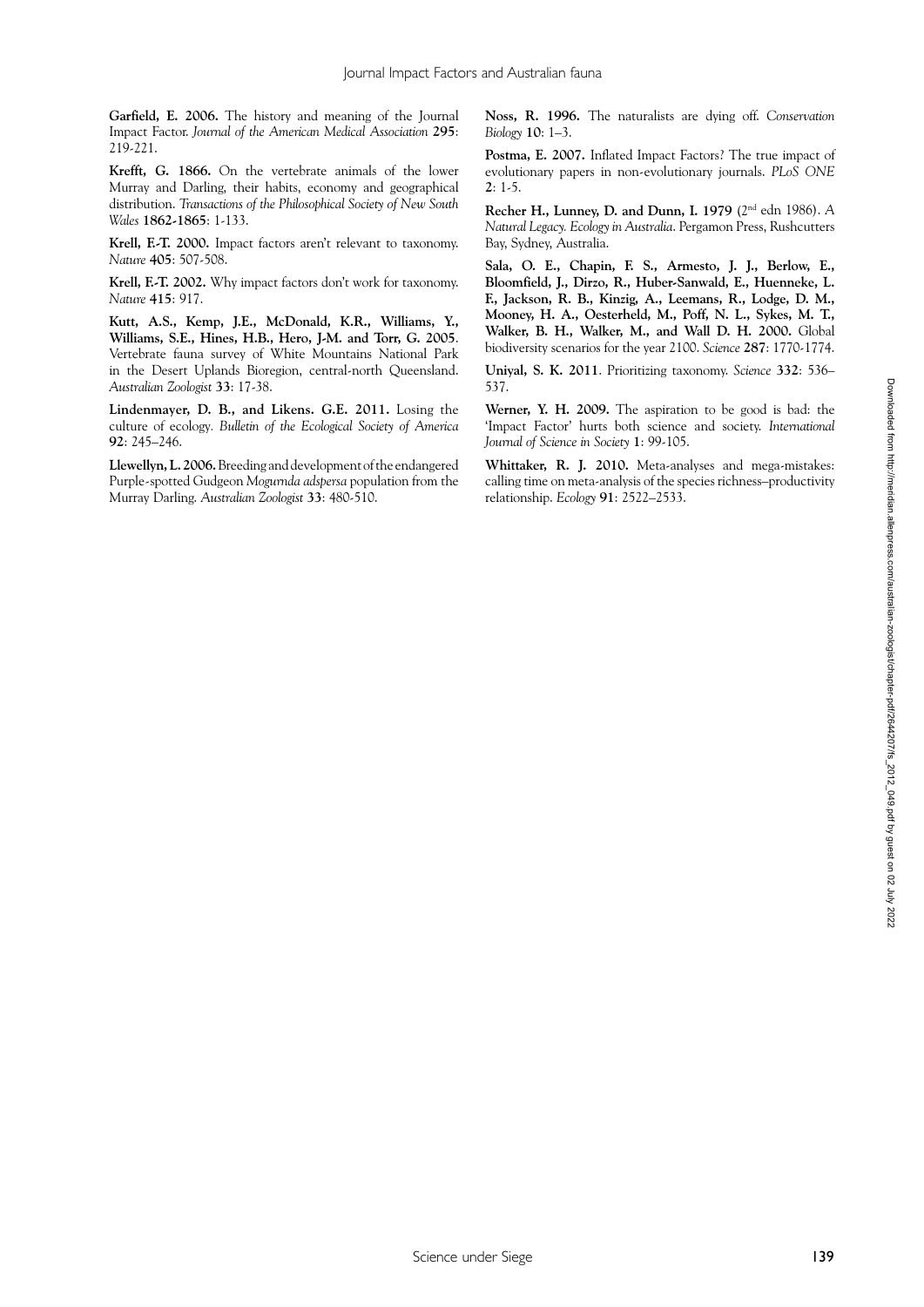**Garfield, E. 2006.** The history and meaning of the Journal Impact Factor. *Journal of the American Medical Association* **295**: 219-221.

**Krefft, G. 1866.** On the vertebrate animals of the lower Murray and Darling, their habits, economy and geographical distribution. *Transactions of the Philosophical Society of New South Wales* **1862-1865**: 1-133.

**Krell, F.-T. 2000.** Impact factors aren't relevant to taxonomy. *Nature* **405**: 507-508.

**Krell, F.-T. 2002.** Why impact factors don't work for taxonomy. *Nature* **415**: 917.

**Kutt, A.S., Kemp, J.E., McDonald, K.R., Williams, Y., Williams, S.E., Hines, H.B., Hero, J-M. and Torr, G. 2005**. Vertebrate fauna survey of White Mountains National Park in the Desert Uplands Bioregion, central-north Queensland. *Australian Zoologist* **33**: 17-38.

**Lindenmayer, D. B., and Likens. G.E. 2011.** Losing the culture of ecology. *Bulletin of the Ecological Society of America* **92**: 245–246.

**Llewellyn, L. 2006.** Breeding and development of the endangered Purple-spotted Gudgeon *Mogurnda adspersa* population from the Murray Darling. *Australian Zoologist* **33**: 480-510.

**Noss, R. 1996.** The naturalists are dying off. *Conservation Biology* **10**: 1–3.

**Postma, E. 2007.** Inflated Impact Factors? The true impact of evolutionary papers in non-evolutionary journals. *PLoS ONE* **2**: 1-5.

**Recher H., Lunney, D. and Dunn, I. 1979** (2nd edn 1986). *A Natural Legacy. Ecology in Australia*. Pergamon Press, Rushcutters Bay, Sydney, Australia.

**Sala, O. E., Chapin, F. S., Armesto, J. J., Berlow, E., Bloomfield, J., Dirzo, R., Huber-Sanwald, E., Huenneke, L. F., Jackson, R. B., Kinzig, A., Leemans, R., Lodge, D. M., Mooney, H. A., Oesterheld, M., Poff, N. L., Sykes, M. T., Walker, B. H., Walker, M., and Wall D. H. 2000.** Global biodiversity scenarios for the year 2100. *Science* **287**: 1770-1774.

**Uniyal, S. K. 2011**. Prioritizing taxonomy. *Science* **332**: 536–537.

**Werner, Y. H. 2009.** The aspiration to be good is bad: the 'Impact Factor' hurts both science and society. *International Journal of Science in Society* **1**: 99-105.

**Whittaker, R. J. 2010.** Meta-analyses and mega-mistakes: calling time on meta-analysis of the species richness–productivity relationship. *Ecology* **91**: 2522–2533.